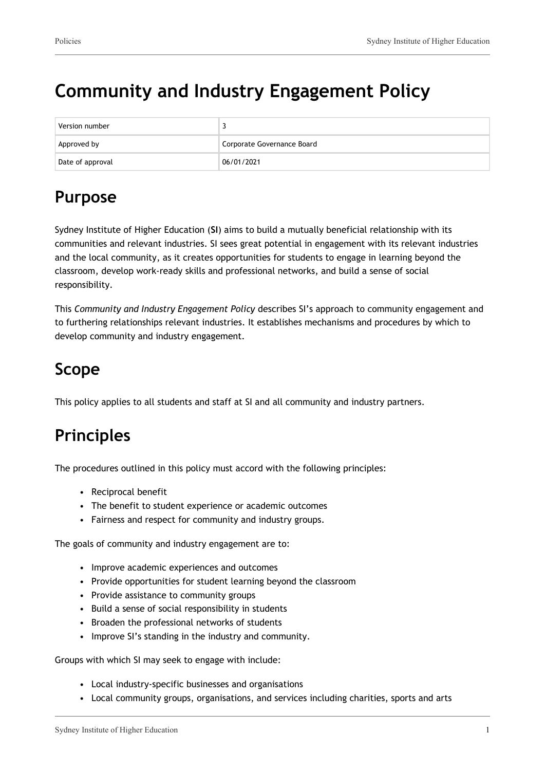# Community and Industry Engagement Policy

| Version number | 3 |
| --- | --- |
| Approved by | Corporate Governance Board |
| Date of approval | 06/01/2021 |

## Purpose

Sydney Institute of Higher Education (**SI**) aims to build a mutually beneficial relationship with its communities and relevant industries. SI sees great potential in engagement with its relevant industries and the local community, as it creates opportunities for students to engage in learning beyond the classroom, develop work-ready skills and professional networks, and build a sense of social responsibility.

This *Community and Industry Engagement Policy* describes SI's approach to community engagement and to furthering relationships relevant industries. It establishes mechanisms and procedures by which to develop community and industry engagement.

## Scope

This policy applies to all students and staff at SI and all community and industry partners.

## Principles

The procedures outlined in this policy must accord with the following principles:

- Reciprocal benefit
- The benefit to student experience or academic outcomes
- Fairness and respect for community and industry groups.

The goals of community and industry engagement are to:

- Improve academic experiences and outcomes
- Provide opportunities for student learning beyond the classroom
- Provide assistance to community groups
- Build a sense of social responsibility in students
- Broaden the professional networks of students
- Improve SI's standing in the industry and community.

Groups with which SI may seek to engage with include:

- Local industry-specific businesses and organisations
- Local community groups, organisations, and services including charities, sports and arts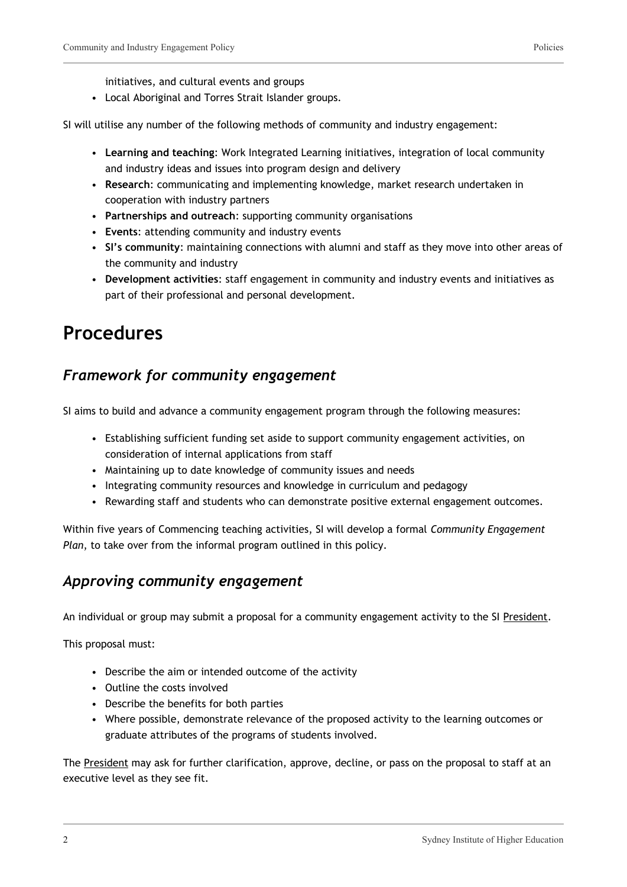initiatives, and cultural events and groups
- Local Aboriginal and Torres Strait Islander groups.

SI will utilise any number of the following methods of community and industry engagement:

- **Learning and teaching**: Work Integrated Learning initiatives, integration of local community and industry ideas and issues into program design and delivery
- **Research**: communicating and implementing knowledge, market research undertaken in cooperation with industry partners
- **Partnerships and outreach**: supporting community organisations
- **Events**: attending community and industry events
- **SI's community**: maintaining connections with alumni and staff as they move into other areas of the community and industry
- **Development activities**: staff engagement in community and industry events and initiatives as part of their professional and personal development.

# Procedures

## *Framework for community engagement*

SI aims to build and advance a community engagement program through the following measures:

- Establishing sufficient funding set aside to support community engagement activities, on consideration of internal applications from staff
- Maintaining up to date knowledge of community issues and needs
- Integrating community resources and knowledge in curriculum and pedagogy
- Rewarding staff and students who can demonstrate positive external engagement outcomes.

Within five years of Commencing teaching activities, SI will develop a formal *Community Engagement Plan*, to take over from the informal program outlined in this policy.

## *Approving community engagement*

An individual or group may submit a proposal for a community engagement activity to the SI President.

This proposal must:

- Describe the aim or intended outcome of the activity
- Outline the costs involved
- Describe the benefits for both parties
- Where possible, demonstrate relevance of the proposed activity to the learning outcomes or graduate attributes of the programs of students involved.

The President may ask for further clarification, approve, decline, or pass on the proposal to staff at an executive level as they see fit.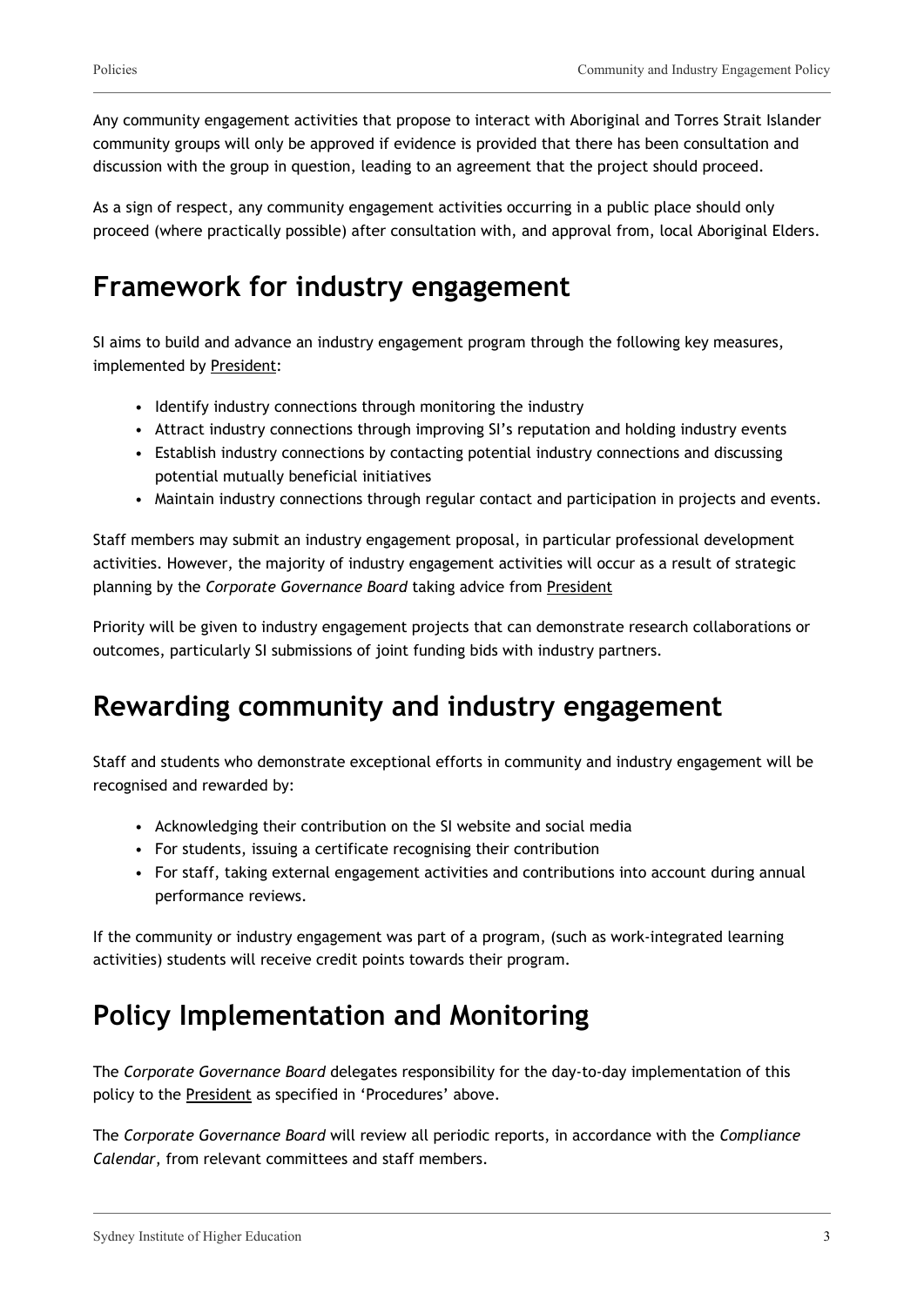Any community engagement activities that propose to interact with Aboriginal and Torres Strait Islander community groups will only be approved if evidence is provided that there has been consultation and discussion with the group in question, leading to an agreement that the project should proceed.

As a sign of respect, any community engagement activities occurring in a public place should only proceed (where practically possible) after consultation with, and approval from, local Aboriginal Elders.

## Framework for industry engagement

SI aims to build and advance an industry engagement program through the following key measures, implemented by President:

- Identify industry connections through monitoring the industry
- Attract industry connections through improving SI's reputation and holding industry events
- Establish industry connections by contacting potential industry connections and discussing potential mutually beneficial initiatives
- Maintain industry connections through regular contact and participation in projects and events.

Staff members may submit an industry engagement proposal, in particular professional development activities. However, the majority of industry engagement activities will occur as a result of strategic planning by the *Corporate Governance Board* taking advice from President

Priority will be given to industry engagement projects that can demonstrate research collaborations or outcomes, particularly SI submissions of joint funding bids with industry partners.

## Rewarding community and industry engagement

Staff and students who demonstrate exceptional efforts in community and industry engagement will be recognised and rewarded by:

- Acknowledging their contribution on the SI website and social media
- For students, issuing a certificate recognising their contribution
- For staff, taking external engagement activities and contributions into account during annual performance reviews.

If the community or industry engagement was part of a program, (such as work-integrated learning activities) students will receive credit points towards their program.

## Policy Implementation and Monitoring

The *Corporate Governance Board* delegates responsibility for the day-to-day implementation of this policy to the President as specified in 'Procedures' above.

The *Corporate Governance Board* will review all periodic reports, in accordance with the *Compliance Calendar*, from relevant committees and staff members.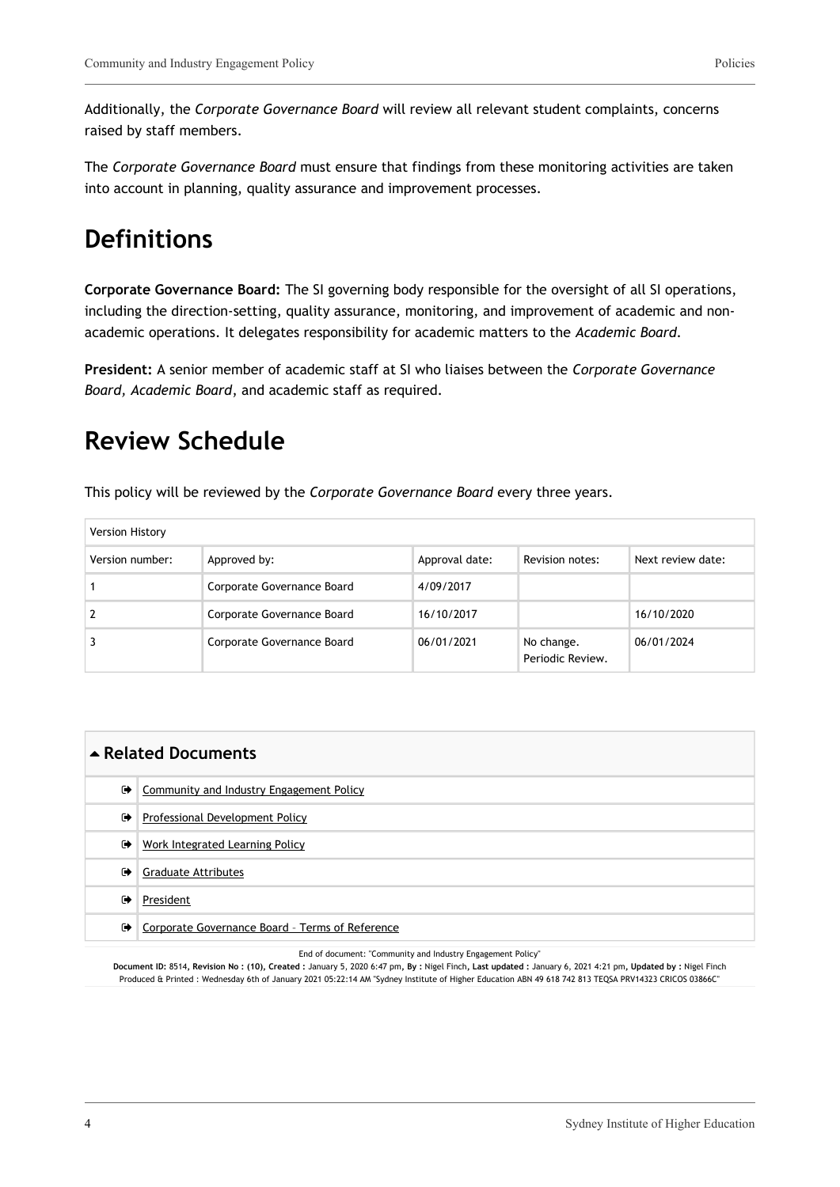Additionally, the *Corporate Governance Board* will review all relevant student complaints, concerns raised by staff members.

The *Corporate Governance Board* must ensure that findings from these monitoring activities are taken into account in planning, quality assurance and improvement processes.

# Definitions

**Corporate Governance Board:** The SI governing body responsible for the oversight of all SI operations, including the direction-setting, quality assurance, monitoring, and improvement of academic and non-academic operations. It delegates responsibility for academic matters to the *Academic Board*.

**President:** A senior member of academic staff at SI who liaises between the *Corporate Governance Board, Academic Board*, and academic staff as required.

# Review Schedule

This policy will be reviewed by the *Corporate Governance Board* every three years.

| Version History | | | | |
|---|---|---|---|---|
| Version number: | Approved by: | Approval date: | Revision notes: | Next review date: |
| 1 | Corporate Governance Board | 4/09/2017 | | |
| 2 | Corporate Governance Board | 16/10/2017 | | 16/10/2020 |
| 3 | Corporate Governance Board | 06/01/2021 | No change. Periodic Review. | 06/01/2024 |

## ▲ Related Documents

- Community and Industry Engagement Policy
- Professional Development Policy
- Work Integrated Learning Policy
- Graduate Attributes
- President
- Corporate Governance Board – Terms of Reference

End of document: "Community and Industry Engagement Policy"

**Document ID:** 8514, **Revision No : (10), Created :** January 5, 2020 6:47 pm, **By :** Nigel Finch, **Last updated :** January 6, 2021 4:21 pm, **Updated by :** Nigel Finch
Produced & Printed : Wednesday 6th of January 2021 05:22:14 AM "Sydney Institute of Higher Education ABN 49 618 742 813 TEQSA PRV14323 CRICOS 03866C"